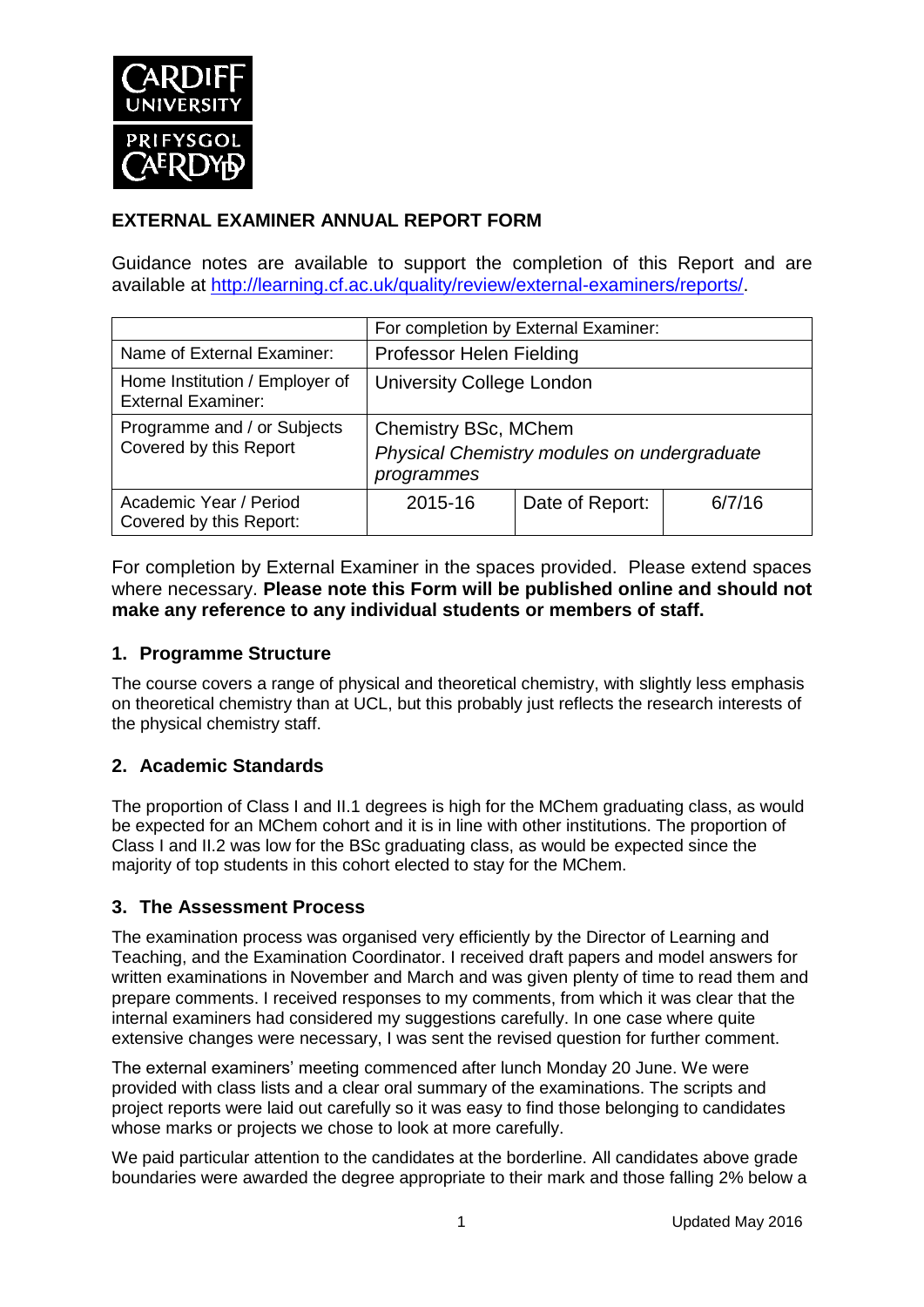**CARDIFF UNIVERSITY**
**PRIFYSGOL CAERDY�octaveD**

## EXTERNAL EXAMINER ANNUAL REPORT FORM

Guidance notes are available to support the completion of this Report and are available at http://learning.cf.ac.uk/quality/review/external-examiners/reports/.

| | For completion by External Examiner: | | |
|---|---|---|---|
| Name of External Examiner: | Professor Helen Fielding | | |
| Home Institution / Employer of External Examiner: | University College London | | |
| Programme and / or Subjects Covered by this Report | Chemistry BSc, MChem *Physical Chemistry modules on undergraduate programmes* | | |
| Academic Year / Period Covered by this Report: | 2015-16 | Date of Report: | 6/7/16 |

For completion by External Examiner in the spaces provided. Please extend spaces where necessary. **Please note this Form will be published online and should not make any reference to any individual students or members of staff.**

### 1. Programme Structure

The course covers a range of physical and theoretical chemistry, with slightly less emphasis on theoretical chemistry than at UCL, but this probably just reflects the research interests of the physical chemistry staff.

### 2. Academic Standards

The proportion of Class I and II.1 degrees is high for the MChem graduating class, as would be expected for an MChem cohort and it is in line with other institutions. The proportion of Class I and II.2 was low for the BSc graduating class, as would be expected since the majority of top students in this cohort elected to stay for the MChem.

### 3. The Assessment Process

The examination process was organised very efficiently by the Director of Learning and Teaching, and the Examination Coordinator. I received draft papers and model answers for written examinations in November and March and was given plenty of time to read them and prepare comments. I received responses to my comments, from which it was clear that the internal examiners had considered my suggestions carefully. In one case where quite extensive changes were necessary, I was sent the revised question for further comment.

The external examiners' meeting commenced after lunch Monday 20 June. We were provided with class lists and a clear oral summary of the examinations. The scripts and project reports were laid out carefully so it was easy to find those belonging to candidates whose marks or projects we chose to look at more carefully.

We paid particular attention to the candidates at the borderline. All candidates above grade boundaries were awarded the degree appropriate to their mark and those falling 2% below a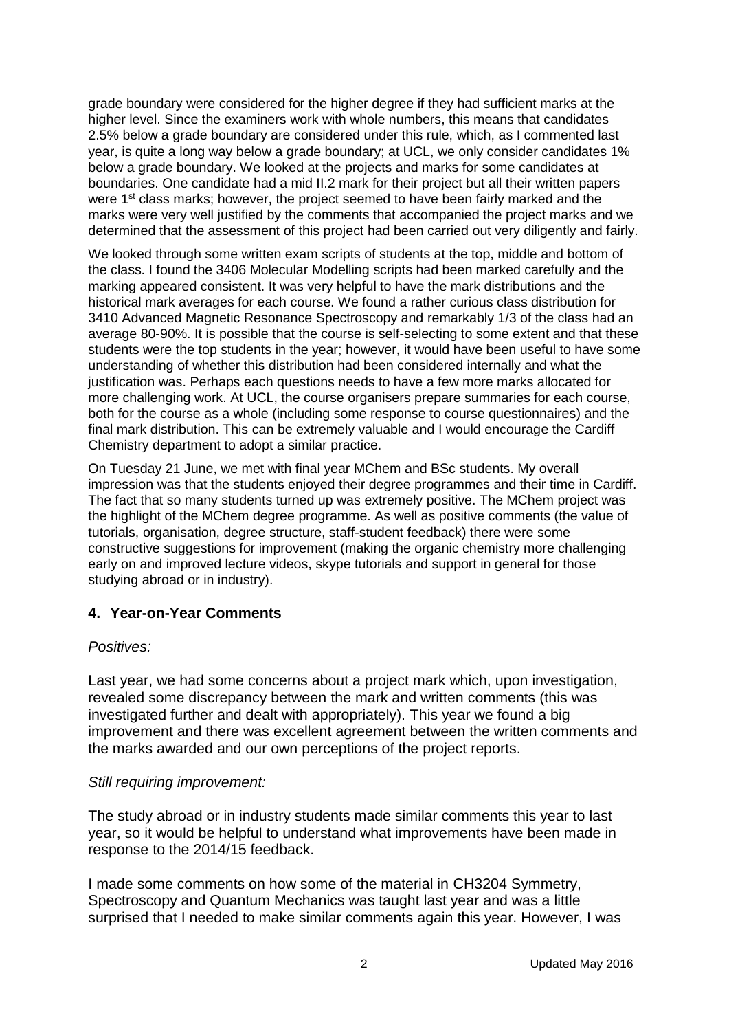grade boundary were considered for the higher degree if they had sufficient marks at the higher level. Since the examiners work with whole numbers, this means that candidates 2.5% below a grade boundary are considered under this rule, which, as I commented last year, is quite a long way below a grade boundary; at UCL, we only consider candidates 1% below a grade boundary. We looked at the projects and marks for some candidates at boundaries. One candidate had a mid II.2 mark for their project but all their written papers were 1st class marks; however, the project seemed to have been fairly marked and the marks were very well justified by the comments that accompanied the project marks and we determined that the assessment of this project had been carried out very diligently and fairly.

We looked through some written exam scripts of students at the top, middle and bottom of the class. I found the 3406 Molecular Modelling scripts had been marked carefully and the marking appeared consistent. It was very helpful to have the mark distributions and the historical mark averages for each course. We found a rather curious class distribution for 3410 Advanced Magnetic Resonance Spectroscopy and remarkably 1/3 of the class had an average 80-90%. It is possible that the course is self-selecting to some extent and that these students were the top students in the year; however, it would have been useful to have some understanding of whether this distribution had been considered internally and what the justification was. Perhaps each questions needs to have a few more marks allocated for more challenging work. At UCL, the course organisers prepare summaries for each course, both for the course as a whole (including some response to course questionnaires) and the final mark distribution. This can be extremely valuable and I would encourage the Cardiff Chemistry department to adopt a similar practice.

On Tuesday 21 June, we met with final year MChem and BSc students. My overall impression was that the students enjoyed their degree programmes and their time in Cardiff. The fact that so many students turned up was extremely positive. The MChem project was the highlight of the MChem degree programme. As well as positive comments (the value of tutorials, organisation, degree structure, staff-student feedback) there were some constructive suggestions for improvement (making the organic chemistry more challenging early on and improved lecture videos, skype tutorials and support in general for those studying abroad or in industry).

## 4. Year-on-Year Comments

*Positives:*

Last year, we had some concerns about a project mark which, upon investigation, revealed some discrepancy between the mark and written comments (this was investigated further and dealt with appropriately). This year we found a big improvement and there was excellent agreement between the written comments and the marks awarded and our own perceptions of the project reports.

*Still requiring improvement:*

The study abroad or in industry students made similar comments this year to last year, so it would be helpful to understand what improvements have been made in response to the 2014/15 feedback.

I made some comments on how some of the material in CH3204 Symmetry, Spectroscopy and Quantum Mechanics was taught last year and was a little surprised that I needed to make similar comments again this year. However, I was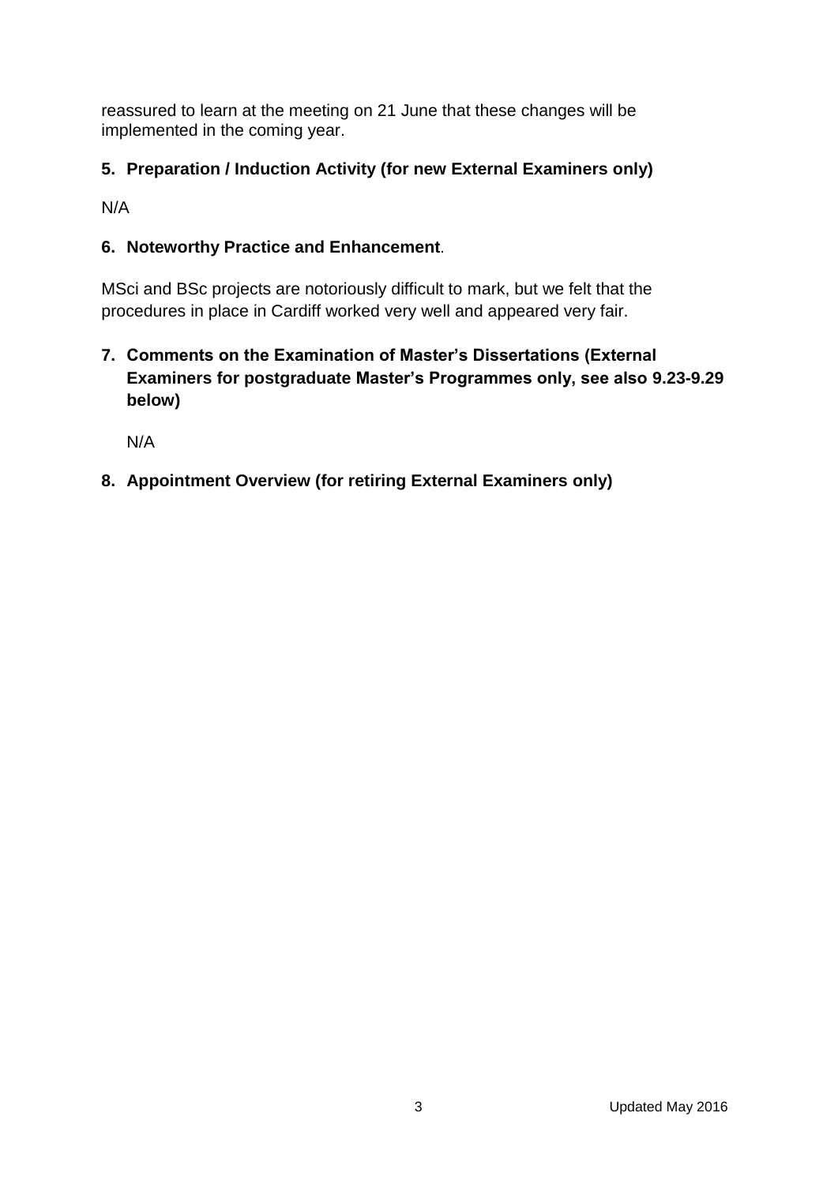reassured to learn at the meeting on 21 June that these changes will be implemented in the coming year.

**5. Preparation / Induction Activity (for new External Examiners only)**

N/A

**6. Noteworthy Practice and Enhancement**.

MSci and BSc projects are notoriously difficult to mark, but we felt that the procedures in place in Cardiff worked very well and appeared very fair.

**7. Comments on the Examination of Master's Dissertations (External Examiners for postgraduate Master's Programmes only, see also 9.23-9.29 below)**

N/A

**8. Appointment Overview (for retiring External Examiners only)**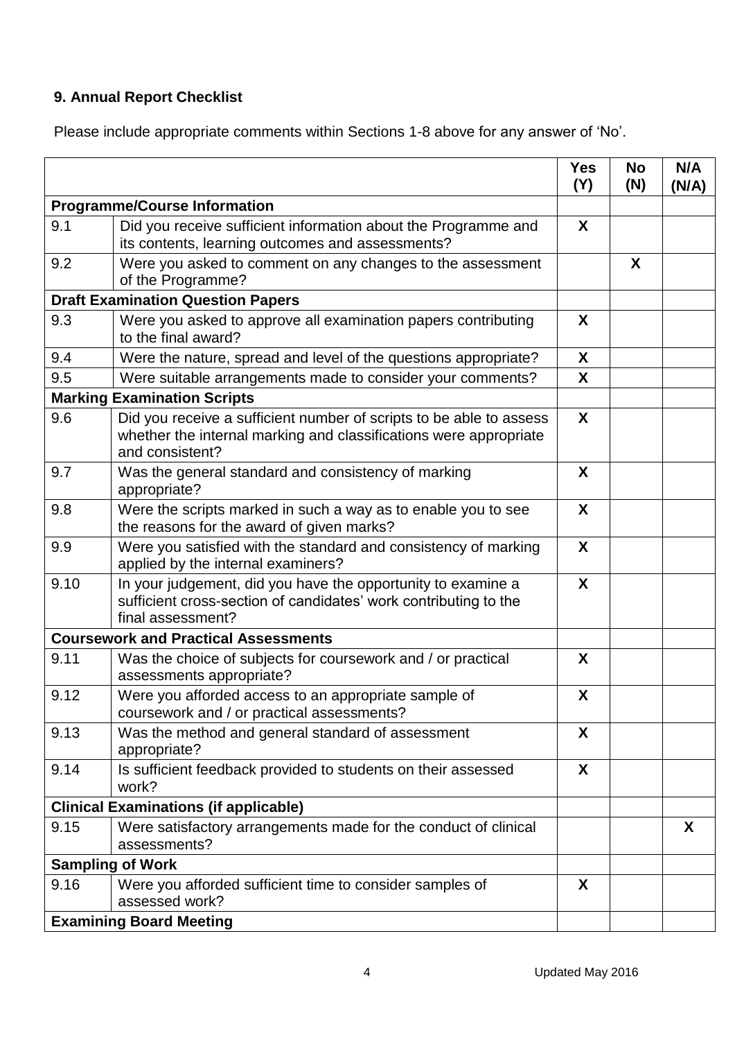### 9. Annual Report Checklist

Please include appropriate comments within Sections 1-8 above for any answer of 'No'.

| | | Yes (Y) | No (N) | N/A (N/A) |
|---|---|---|---|---|
| **Programme/Course Information** | | | | |
| 9.1 | Did you receive sufficient information about the Programme and its contents, learning outcomes and assessments? | X | | |
| 9.2 | Were you asked to comment on any changes to the assessment of the Programme? | | X | |
| **Draft Examination Question Papers** | | | | |
| 9.3 | Were you asked to approve all examination papers contributing to the final award? | X | | |
| 9.4 | Were the nature, spread and level of the questions appropriate? | X | | |
| 9.5 | Were suitable arrangements made to consider your comments? | X | | |
| **Marking Examination Scripts** | | | | |
| 9.6 | Did you receive a sufficient number of scripts to be able to assess whether the internal marking and classifications were appropriate and consistent? | X | | |
| 9.7 | Was the general standard and consistency of marking appropriate? | X | | |
| 9.8 | Were the scripts marked in such a way as to enable you to see the reasons for the award of given marks? | X | | |
| 9.9 | Were you satisfied with the standard and consistency of marking applied by the internal examiners? | X | | |
| 9.10 | In your judgement, did you have the opportunity to examine a sufficient cross-section of candidates' work contributing to the final assessment? | X | | |
| **Coursework and Practical Assessments** | | | | |
| 9.11 | Was the choice of subjects for coursework and / or practical assessments appropriate? | X | | |
| 9.12 | Were you afforded access to an appropriate sample of coursework and / or practical assessments? | X | | |
| 9.13 | Was the method and general standard of assessment appropriate? | X | | |
| 9.14 | Is sufficient feedback provided to students on their assessed work? | X | | |
| **Clinical Examinations (if applicable)** | | | | |
| 9.15 | Were satisfactory arrangements made for the conduct of clinical assessments? | | | X |
| **Sampling of Work** | | | | |
| 9.16 | Were you afforded sufficient time to consider samples of assessed work? | X | | |
| **Examining Board Meeting** | | | | |

Updated May 2016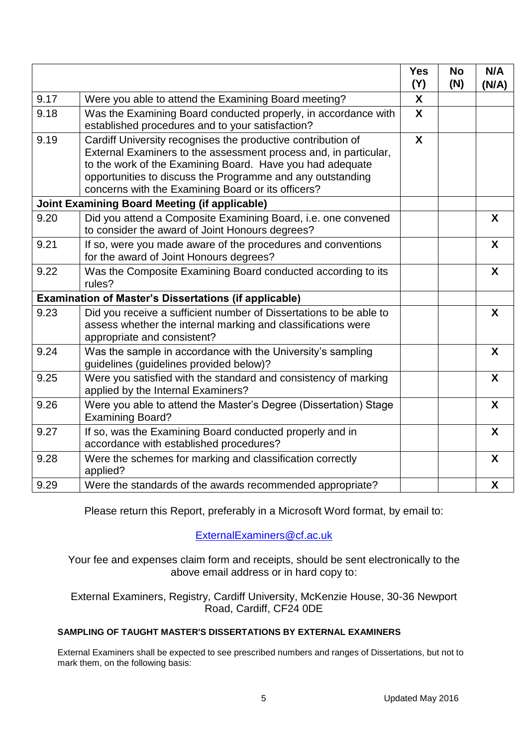| | | Yes (Y) | No (N) | N/A (N/A) |
|---|---|---|---|---|
| 9.17 | Were you able to attend the Examining Board meeting? | X | | |
| 9.18 | Was the Examining Board conducted properly, in accordance with established procedures and to your satisfaction? | X | | |
| 9.19 | Cardiff University recognises the productive contribution of External Examiners to the assessment process and, in particular, to the work of the Examining Board. Have you had adequate opportunities to discuss the Programme and any outstanding concerns with the Examining Board or its officers? | X | | |
| **Joint Examining Board Meeting (if applicable)** | | | | |
| 9.20 | Did you attend a Composite Examining Board, i.e. one convened to consider the award of Joint Honours degrees? | | | X |
| 9.21 | If so, were you made aware of the procedures and conventions for the award of Joint Honours degrees? | | | X |
| 9.22 | Was the Composite Examining Board conducted according to its rules? | | | X |
| **Examination of Master's Dissertations (if applicable)** | | | | |
| 9.23 | Did you receive a sufficient number of Dissertations to be able to assess whether the internal marking and classifications were appropriate and consistent? | | | X |
| 9.24 | Was the sample in accordance with the University's sampling guidelines (guidelines provided below)? | | | X |
| 9.25 | Were you satisfied with the standard and consistency of marking applied by the Internal Examiners? | | | X |
| 9.26 | Were you able to attend the Master's Degree (Dissertation) Stage Examining Board? | | | X |
| 9.27 | If so, was the Examining Board conducted properly and in accordance with established procedures? | | | X |
| 9.28 | Were the schemes for marking and classification correctly applied? | | | X |
| 9.29 | Were the standards of the awards recommended appropriate? | | | X |

Please return this Report, preferably in a Microsoft Word format, by email to:

ExternalExaminers@cf.ac.uk

Your fee and expenses claim form and receipts, should be sent electronically to the above email address or in hard copy to:

External Examiners, Registry, Cardiff University, McKenzie House, 30-36 Newport Road, Cardiff, CF24 0DE

**SAMPLING OF TAUGHT MASTER'S DISSERTATIONS BY EXTERNAL EXAMINERS**

External Examiners shall be expected to see prescribed numbers and ranges of Dissertations, but not to mark them, on the following basis: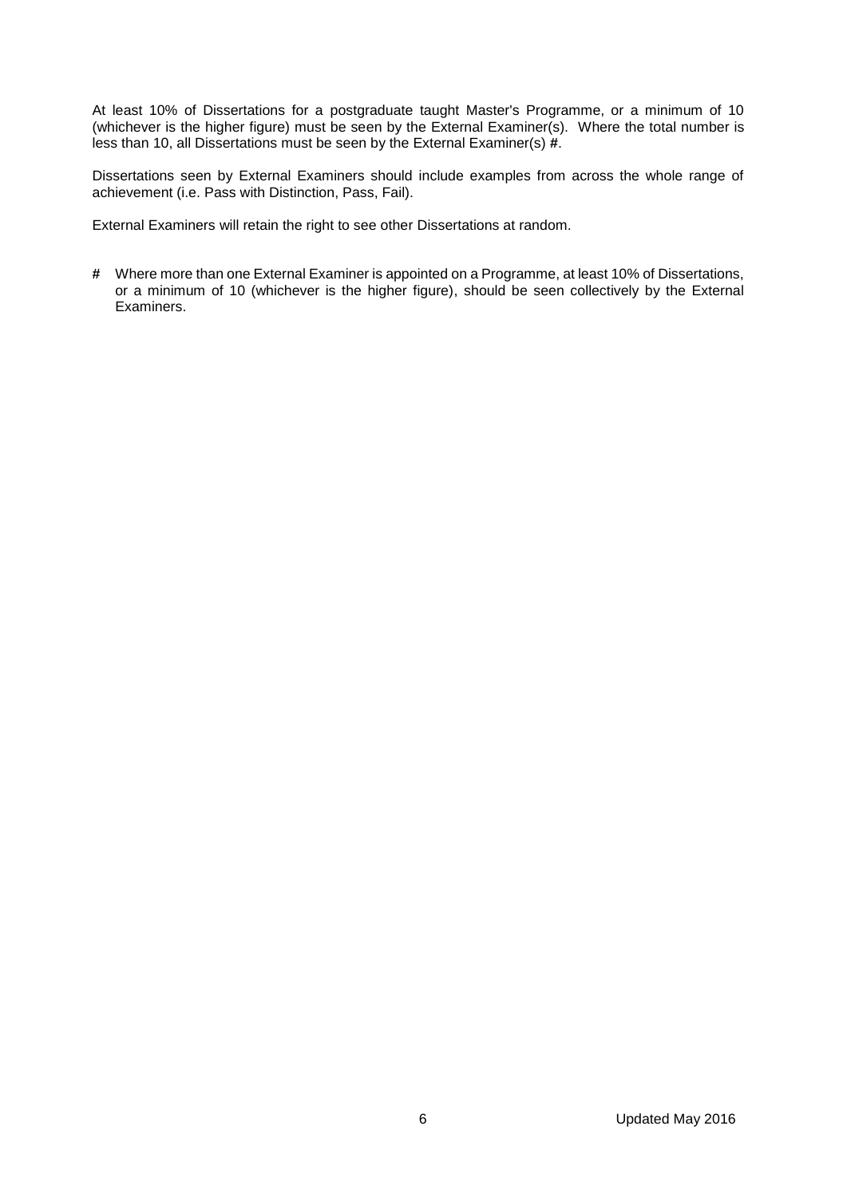At least 10% of Dissertations for a postgraduate taught Master's Programme, or a minimum of 10 (whichever is the higher figure) must be seen by the External Examiner(s). Where the total number is less than 10, all Dissertations must be seen by the External Examiner(s) **#**.

Dissertations seen by External Examiners should include examples from across the whole range of achievement (i.e. Pass with Distinction, Pass, Fail).

External Examiners will retain the right to see other Dissertations at random.

**#** Where more than one External Examiner is appointed on a Programme, at least 10% of Dissertations, or a minimum of 10 (whichever is the higher figure), should be seen collectively by the External Examiners.

Updated May 2016